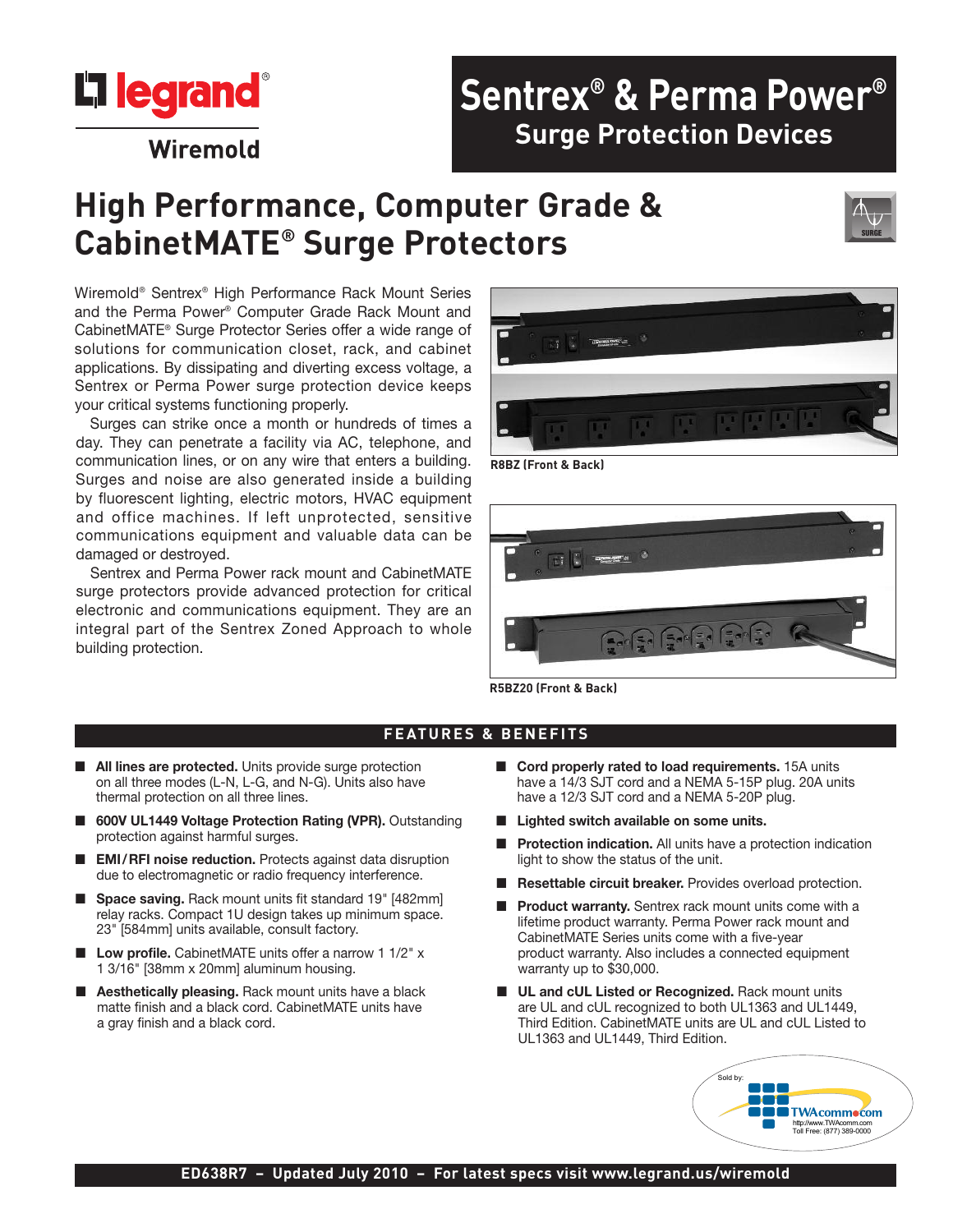Sentrex® & Perma Power®
Surge Protection Devices

# High Performance, Computer Grade & CabinetMATE® Surge Protectors

Wiremold® Sentrex® High Performance Rack Mount Series and the Perma Power® Computer Grade Rack Mount and CabinetMATE® Surge Protector Series offer a wide range of solutions for communication closet, rack, and cabinet applications. By dissipating and diverting excess voltage, a Sentrex or Perma Power surge protection device keeps your critical systems functioning properly.

Surges can strike once a month or hundreds of times a day. They can penetrate a facility via AC, telephone, and communication lines, or on any wire that enters a building. Surges and noise are also generated inside a building by fluorescent lighting, electric motors, HVAC equipment and office machines. If left unprotected, sensitive communications equipment and valuable data can be damaged or destroyed.

Sentrex and Perma Power rack mount and CabinetMATE surge protectors provide advanced protection for critical electronic and communications equipment. They are an integral part of the Sentrex Zoned Approach to whole building protection.

R8BZ (Front & Back)

R5BZ20 (Front & Back)

## FEATURES & BENEFITS

- **All lines are protected.** Units provide surge protection on all three modes (L-N, L-G, and N-G). Units also have thermal protection on all three lines.
- **600V UL1449 Voltage Protection Rating (VPR).** Outstanding protection against harmful surges.
- **EMI/RFI noise reduction.** Protects against data disruption due to electromagnetic or radio frequency interference.
- **Space saving.** Rack mount units fit standard 19" [482mm] relay racks. Compact 1U design takes up minimum space. 23" [584mm] units available, consult factory.
- **Low profile.** CabinetMATE units offer a narrow 1 1/2" x 1 3/16" [38mm x 20mm] aluminum housing.
- **Aesthetically pleasing.** Rack mount units have a black matte finish and a black cord. CabinetMATE units have a gray finish and a black cord.
- **Cord properly rated to load requirements.** 15A units have a 14/3 SJT cord and a NEMA 5-15P plug. 20A units have a 12/3 SJT cord and a NEMA 5-20P plug.
- **Lighted switch available on some units.**
- **Protection indication.** All units have a protection indication light to show the status of the unit.
- **Resettable circuit breaker.** Provides overload protection.
- **Product warranty.** Sentrex rack mount units come with a lifetime product warranty. Perma Power rack mount and CabinetMATE Series units come with a five-year product warranty. Also includes a connected equipment warranty up to $30,000.
- **UL and cUL Listed or Recognized.** Rack mount units are UL and cUL recognized to both UL1363 and UL1449, Third Edition. CabinetMATE units are UL and cUL Listed to UL1363 and UL1449, Third Edition.

ED638R7 – Updated July 2010 – For latest specs visit www.legrand.us/wiremold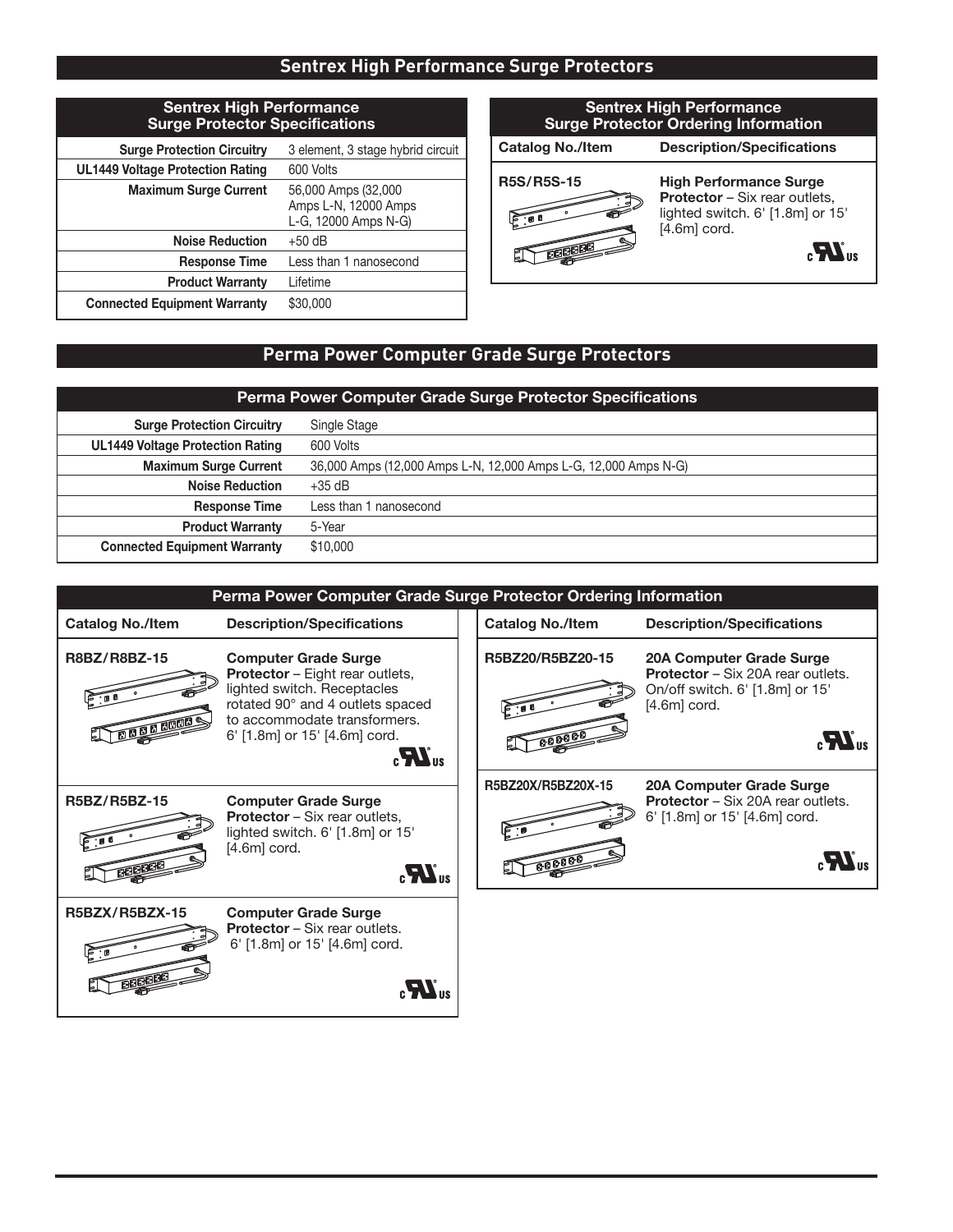## Sentrex High Performance Surge Protectors

| Sentrex High Performance Surge Protector Specifications | |
|---|---|
| **Surge Protection Circuitry** | 3 element, 3 stage hybrid circuit |
| **UL1449 Voltage Protection Rating** | 600 Volts |
| **Maximum Surge Current** | 56,000 Amps (32,000 Amps L-N, 12000 Amps L-G, 12000 Amps N-G) |
| **Noise Reduction** | +50 dB |
| **Response Time** | Less than 1 nanosecond |
| **Product Warranty** | Lifetime |
| **Connected Equipment Warranty** | $30,000 |

**Sentrex High Performance Surge Protector Ordering Information**

| Catalog No./Item | Description/Specifications |
|---|---|
| **R5S/R5S-15** | **High Performance Surge Protector** – Six rear outlets, lighted switch. 6' [1.8m] or 15' [4.6m] cord. cULus |

## Perma Power Computer Grade Surge Protectors

| Perma Power Computer Grade Surge Protector Specifications | |
|---|---|
| **Surge Protection Circuitry** | Single Stage |
| **UL1449 Voltage Protection Rating** | 600 Volts |
| **Maximum Surge Current** | 36,000 Amps (12,000 Amps L-N, 12,000 Amps L-G, 12,000 Amps N-G) |
| **Noise Reduction** | +35 dB |
| **Response Time** | Less than 1 nanosecond |
| **Product Warranty** | 5-Year |
| **Connected Equipment Warranty** | $10,000 |

**Perma Power Computer Grade Surge Protector Ordering Information**

| Catalog No./Item | Description/Specifications |
|---|---|
| **R8BZ/R8BZ-15** | **Computer Grade Surge Protector** – Eight rear outlets, lighted switch. Receptacles rotated 90° and 4 outlets spaced to accommodate transformers. 6' [1.8m] or 15' [4.6m] cord. cULus |
| **R5BZ/R5BZ-15** | **Computer Grade Surge Protector** – Six rear outlets, lighted switch. 6' [1.8m] or 15' [4.6m] cord. cULus |
| **R5BZX/R5BZX-15** | **Computer Grade Surge Protector** – Six rear outlets. 6' [1.8m] or 15' [4.6m] cord. cULus |
| **R5BZ20/R5BZ20-15** | **20A Computer Grade Surge Protector** – Six 20A rear outlets. On/off switch. 6' [1.8m] or 15' [4.6m] cord. cULus |
| **R5BZ20X/R5BZ20X-15** | **20A Computer Grade Surge Protector** – Six 20A rear outlets. 6' [1.8m] or 15' [4.6m] cord. cULus |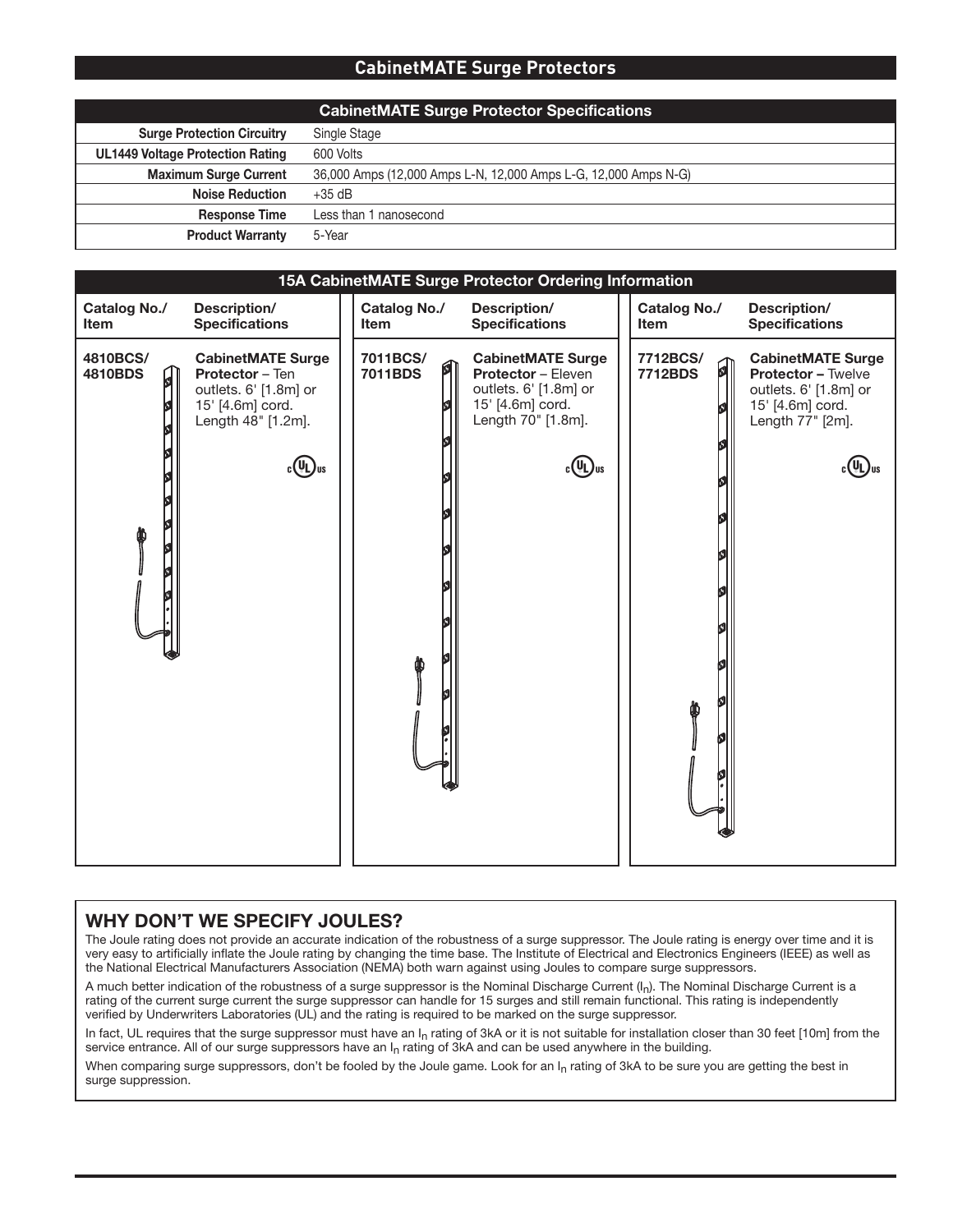## CabinetMATE Surge Protectors

| CabinetMATE Surge Protector Specifications | |
|---|---|
| **Surge Protection Circuitry** | Single Stage |
| **UL1449 Voltage Protection Rating** | 600 Volts |
| **Maximum Surge Current** | 36,000 Amps (12,000 Amps L-N, 12,000 Amps L-G, 12,000 Amps N-G) |
| **Noise Reduction** | +35 dB |
| **Response Time** | Less than 1 nanosecond |
| **Product Warranty** | 5-Year |

### 15A CabinetMATE Surge Protector Ordering Information

| Catalog No./ Item | Description/ Specifications |
|---|---|
| **4810BCS/ 4810BDS** | **CabinetMATE Surge Protector** – Ten outlets. 6' [1.8m] or 15' [4.6m] cord. Length 48" [1.2m]. cULus |
| **7011BCS/ 7011BDS** | **CabinetMATE Surge Protector** – Eleven outlets. 6' [1.8m] or 15' [4.6m] cord. Length 70" [1.8m]. cULus |
| **7712BCS/ 7712BDS** | **CabinetMATE Surge Protector –** Twelve outlets. 6' [1.8m] or 15' [4.6m] cord. Length 77" [2m]. cULus |

## WHY DON'T WE SPECIFY JOULES?

The Joule rating does not provide an accurate indication of the robustness of a surge suppressor. The Joule rating is energy over time and it is very easy to artificially inflate the Joule rating by changing the time base. The Institute of Electrical and Electronics Engineers (IEEE) as well as the National Electrical Manufacturers Association (NEMA) both warn against using Joules to compare surge suppressors.

A much better indication of the robustness of a surge suppressor is the Nominal Discharge Current ($I_n$). The Nominal Discharge Current is a rating of the current surge current the surge suppressor can handle for 15 surges and still remain functional. This rating is independently verified by Underwriters Laboratories (UL) and the rating is required to be marked on the surge suppressor.

In fact, UL requires that the surge suppressor must have an $I_n$ rating of 3kA or it is not suitable for installation closer than 30 feet [10m] from the service entrance. All of our surge suppressors have an $I_n$ rating of 3kA and can be used anywhere in the building.

When comparing surge suppressors, don't be fooled by the Joule game. Look for an $I_n$ rating of 3kA to be sure you are getting the best in surge suppression.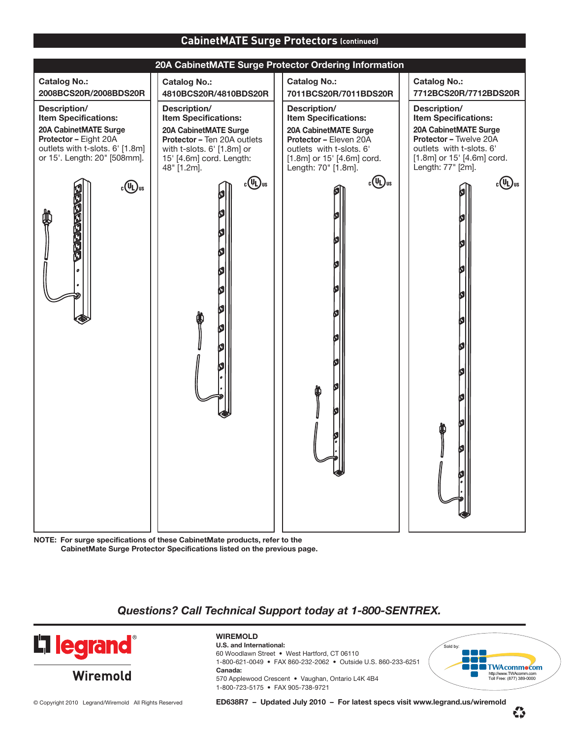## CabinetMATE Surge Protectors (continued)

### 20A CabinetMATE Surge Protector Ordering Information

| Catalog No.: 2008BCS20R/2008BDS20R | Catalog No.: 4810BCS20R/4810BDS20R | Catalog No.: 7011BCS20R/7011BDS20R | Catalog No.: 7712BCS20R/7712BDS20R |
|---|---|---|---|
| **Description/ Item Specifications:** **20A CabinetMATE Surge Protector –** Eight 20A outlets with t-slots. 6' [1.8m] or 15'. Length: 20" [508mm]. | **Description/ Item Specifications:** **20A CabinetMATE Surge Protector –** Ten 20A outlets with t-slots. 6' [1.8m] or 15' [4.6m] cord. Length: 48" [1.2m]. | **Description/ Item Specifications:** **20A CabinetMATE Surge Protector –** Eleven 20A outlets with t-slots. 6' [1.8m] or 15' [4.6m] cord. Length: 70" [1.8m]. | **Description/ Item Specifications:** **20A CabinetMATE Surge Protector –** Twelve 20A outlets with t-slots. 6' [1.8m] or 15' [4.6m] cord. Length: 77" [2m]. |

**NOTE: For surge specifications of these CabinetMate products, refer to the CabinetMate Surge Protector Specifications listed on the previous page.**

*Questions? Call Technical Support today at 1-800-SENTREX.*

legrand®
Wiremold

**WIREMOLD**
**U.S. and International:**
60 Woodlawn Street • West Hartford, CT 06110
1-800-621-0049 • FAX 860-232-2062 • Outside U.S. 860-233-6251
**Canada:**
570 Applewood Crescent • Vaughan, Ontario L4K 4B4
1-800-723-5175 • FAX 905-738-9721

Sold by:
TWAcomm.com
http://www.TWAcomm.com
Toll Free: (877) 389-0000

© Copyright 2010 Legrand/Wiremold All Rights Reserved

**ED638R7 – Updated July 2010 – For latest specs visit www.legrand.us/wiremold**